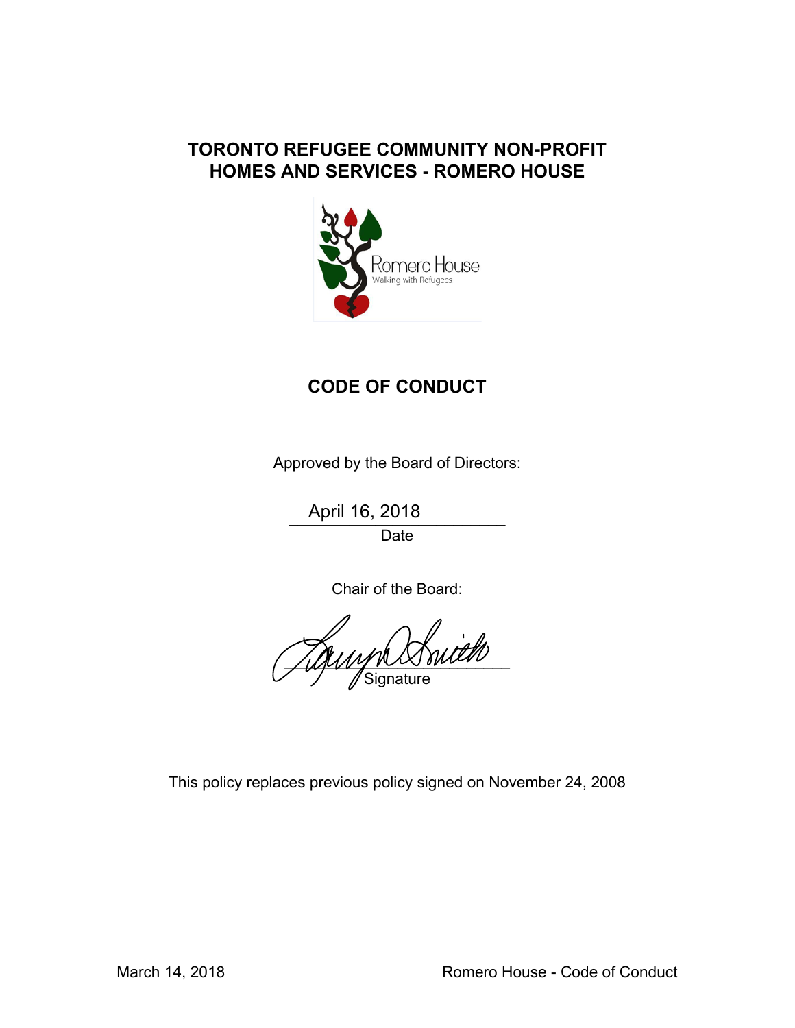# TORONTO REFUGEE COMMUNITY NON-PROFIT HOMES AND SERVICES - ROMERO HOUSE

Romero House
Walking with Refugees

## CODE OF CONDUCT

Approved by the Board of Directors:

April 16, 2018
Date

Chair of the Board:

Signature

This policy replaces previous policy signed on November 24, 2008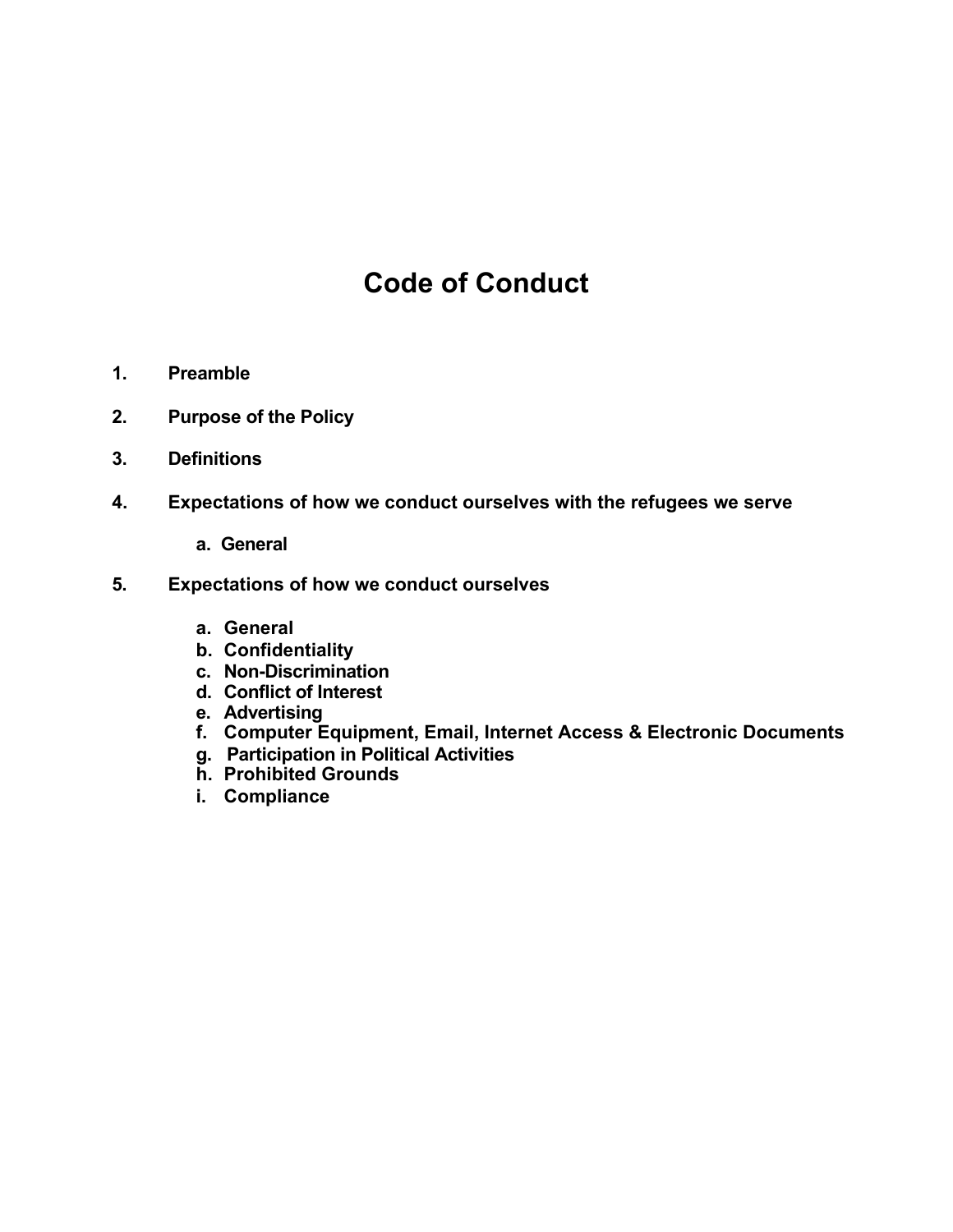# Code of Conduct

1. **Preamble**
2. **Purpose of the Policy**
3. **Definitions**
4. **Expectations of how we conduct ourselves with the refugees we serve**
    a. **General**
5. **Expectations of how we conduct ourselves**
    a. **General**
    b. **Confidentiality**
    c. **Non-Discrimination**
    d. **Conflict of Interest**
    e. **Advertising**
    f. **Computer Equipment, Email, Internet Access & Electronic Documents**
    g. **Participation in Political Activities**
    h. **Prohibited Grounds**
    i. **Compliance**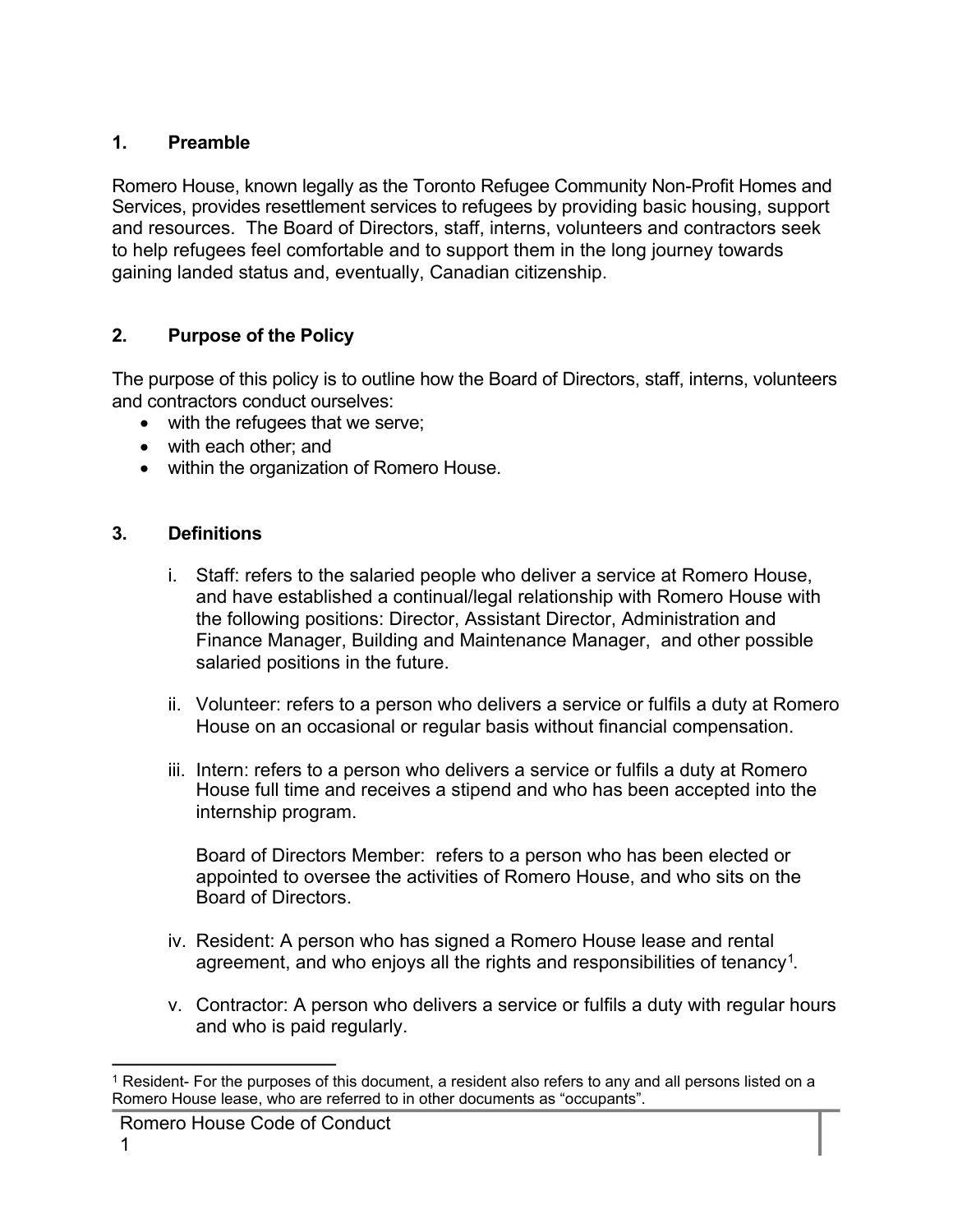## 1. Preamble

Romero House, known legally as the Toronto Refugee Community Non-Profit Homes and Services, provides resettlement services to refugees by providing basic housing, support and resources. The Board of Directors, staff, interns, volunteers and contractors seek to help refugees feel comfortable and to support them in the long journey towards gaining landed status and, eventually, Canadian citizenship.

## 2. Purpose of the Policy

The purpose of this policy is to outline how the Board of Directors, staff, interns, volunteers and contractors conduct ourselves:

- with the refugees that we serve;
- with each other; and
- within the organization of Romero House.

## 3. Definitions

i. Staff: refers to the salaried people who deliver a service at Romero House, and have established a continual/legal relationship with Romero House with the following positions: Director, Assistant Director, Administration and Finance Manager, Building and Maintenance Manager, and other possible salaried positions in the future.

ii. Volunteer: refers to a person who delivers a service or fulfils a duty at Romero House on an occasional or regular basis without financial compensation.

iii. Intern: refers to a person who delivers a service or fulfils a duty at Romero House full time and receives a stipend and who has been accepted into the internship program.

Board of Directors Member: refers to a person who has been elected or appointed to oversee the activities of Romero House, and who sits on the Board of Directors.

iv. Resident: A person who has signed a Romero House lease and rental agreement, and who enjoys all the rights and responsibilities of tenancy[1].

v. Contractor: A person who delivers a service or fulfils a duty with regular hours and who is paid regularly.

[1] Resident- For the purposes of this document, a resident also refers to any and all persons listed on a Romero House lease, who are referred to in other documents as "occupants".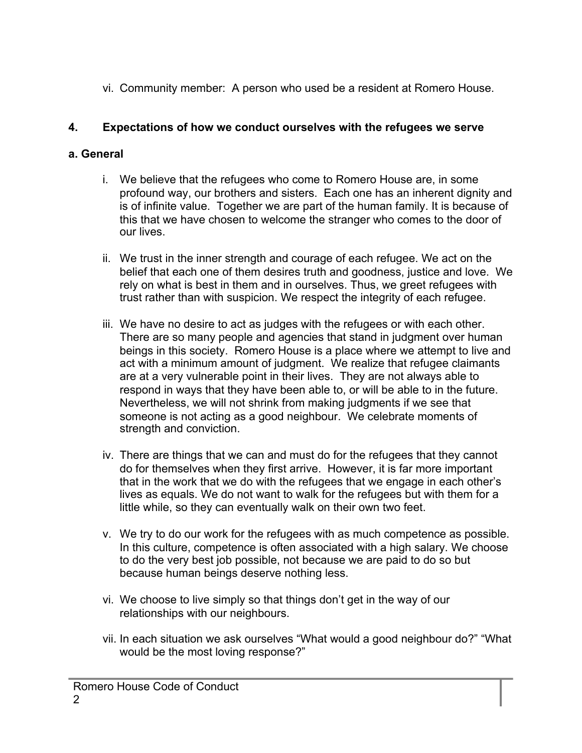vi. Community member: A person who used be a resident at Romero House.

## 4. Expectations of how we conduct ourselves with the refugees we serve

### a. General

i. We believe that the refugees who come to Romero House are, in some profound way, our brothers and sisters. Each one has an inherent dignity and is of infinite value. Together we are part of the human family. It is because of this that we have chosen to welcome the stranger who comes to the door of our lives.

ii. We trust in the inner strength and courage of each refugee. We act on the belief that each one of them desires truth and goodness, justice and love. We rely on what is best in them and in ourselves. Thus, we greet refugees with trust rather than with suspicion. We respect the integrity of each refugee.

iii. We have no desire to act as judges with the refugees or with each other. There are so many people and agencies that stand in judgment over human beings in this society. Romero House is a place where we attempt to live and act with a minimum amount of judgment. We realize that refugee claimants are at a very vulnerable point in their lives. They are not always able to respond in ways that they have been able to, or will be able to in the future. Nevertheless, we will not shrink from making judgments if we see that someone is not acting as a good neighbour. We celebrate moments of strength and conviction.

iv. There are things that we can and must do for the refugees that they cannot do for themselves when they first arrive. However, it is far more important that in the work that we do with the refugees that we engage in each other's lives as equals. We do not want to walk for the refugees but with them for a little while, so they can eventually walk on their own two feet.

v. We try to do our work for the refugees with as much competence as possible. In this culture, competence is often associated with a high salary. We choose to do the very best job possible, not because we are paid to do so but because human beings deserve nothing less.

vi. We choose to live simply so that things don't get in the way of our relationships with our neighbours.

vii. In each situation we ask ourselves "What would a good neighbour do?" "What would be the most loving response?"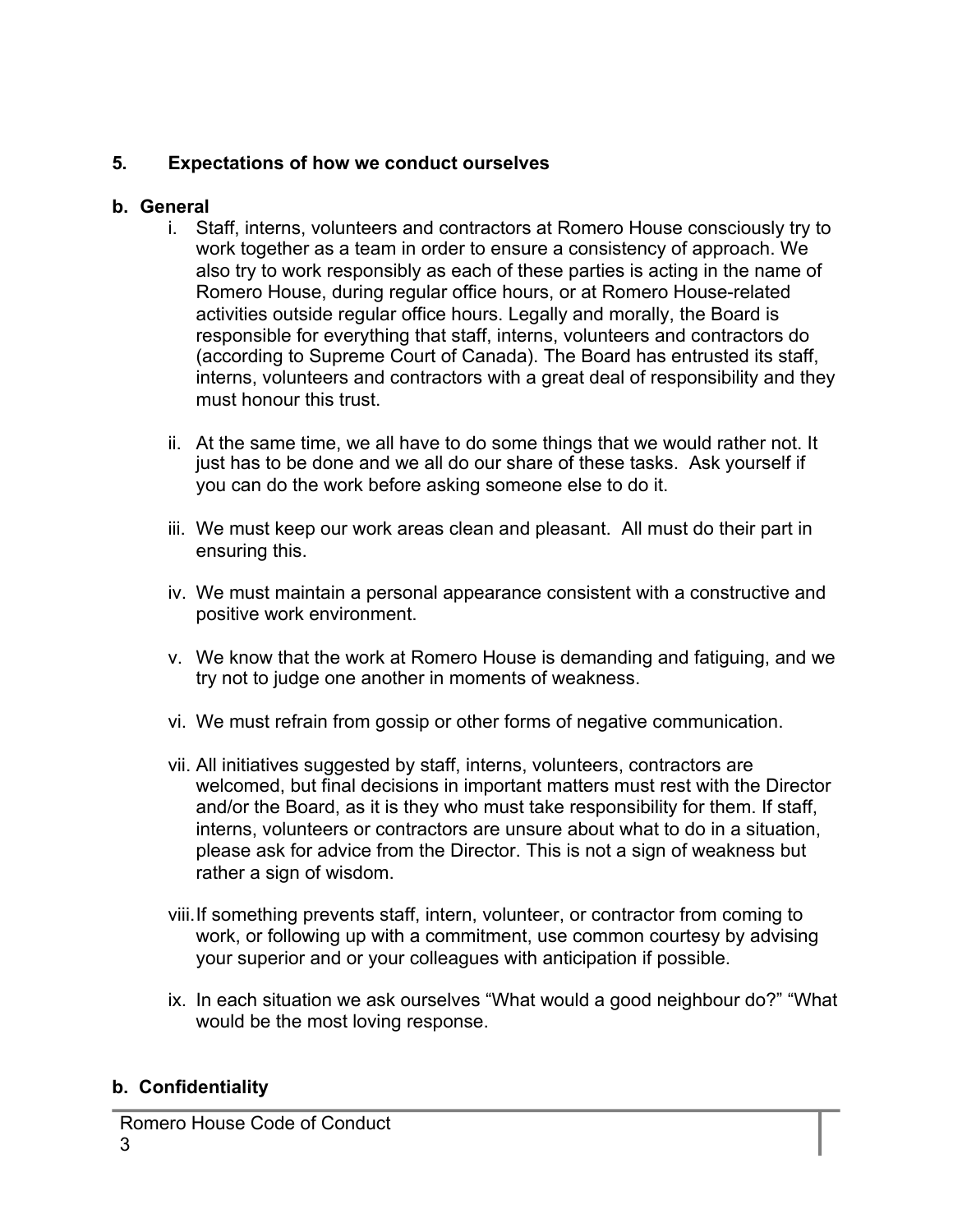## 5. Expectations of how we conduct ourselves

### b. General

i. Staff, interns, volunteers and contractors at Romero House consciously try to work together as a team in order to ensure a consistency of approach. We also try to work responsibly as each of these parties is acting in the name of Romero House, during regular office hours, or at Romero House-related activities outside regular office hours. Legally and morally, the Board is responsible for everything that staff, interns, volunteers and contractors do (according to Supreme Court of Canada). The Board has entrusted its staff, interns, volunteers and contractors with a great deal of responsibility and they must honour this trust.

ii. At the same time, we all have to do some things that we would rather not. It just has to be done and we all do our share of these tasks. Ask yourself if you can do the work before asking someone else to do it.

iii. We must keep our work areas clean and pleasant. All must do their part in ensuring this.

iv. We must maintain a personal appearance consistent with a constructive and positive work environment.

v. We know that the work at Romero House is demanding and fatiguing, and we try not to judge one another in moments of weakness.

vi. We must refrain from gossip or other forms of negative communication.

vii. All initiatives suggested by staff, interns, volunteers, contractors are welcomed, but final decisions in important matters must rest with the Director and/or the Board, as it is they who must take responsibility for them. If staff, interns, volunteers or contractors are unsure about what to do in a situation, please ask for advice from the Director. This is not a sign of weakness but rather a sign of wisdom.

viii. If something prevents staff, intern, volunteer, or contractor from coming to work, or following up with a commitment, use common courtesy by advising your superior and or your colleagues with anticipation if possible.

ix. In each situation we ask ourselves “What would a good neighbour do?” “What would be the most loving response.

### b. Confidentiality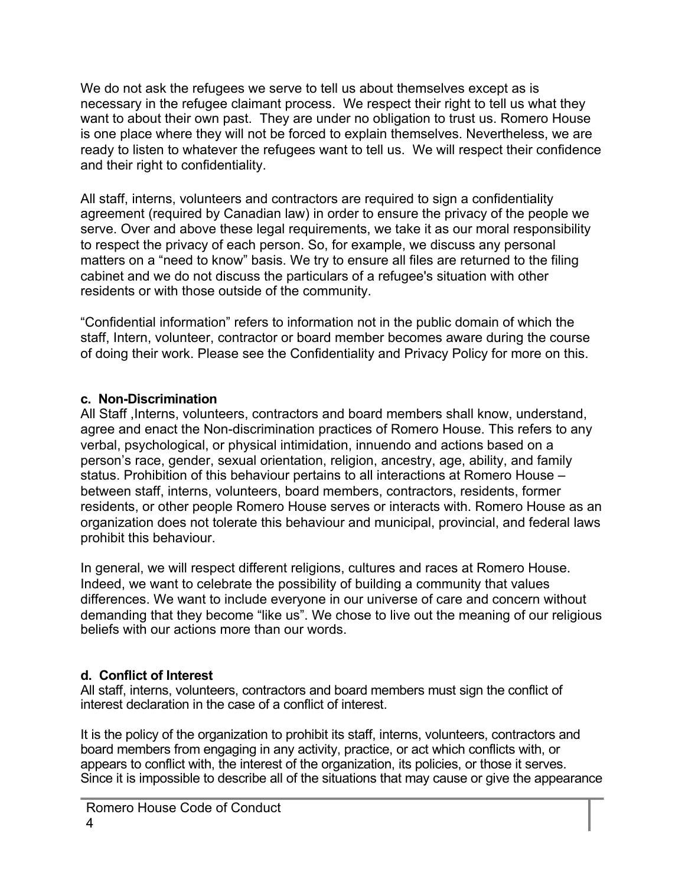We do not ask the refugees we serve to tell us about themselves except as is necessary in the refugee claimant process. We respect their right to tell us what they want to about their own past. They are under no obligation to trust us. Romero House is one place where they will not be forced to explain themselves. Nevertheless, we are ready to listen to whatever the refugees want to tell us. We will respect their confidence and their right to confidentiality.

All staff, interns, volunteers and contractors are required to sign a confidentiality agreement (required by Canadian law) in order to ensure the privacy of the people we serve. Over and above these legal requirements, we take it as our moral responsibility to respect the privacy of each person. So, for example, we discuss any personal matters on a "need to know" basis. We try to ensure all files are returned to the filing cabinet and we do not discuss the particulars of a refugee's situation with other residents or with those outside of the community.

"Confidential information" refers to information not in the public domain of which the staff, Intern, volunteer, contractor or board member becomes aware during the course of doing their work. Please see the Confidentiality and Privacy Policy for more on this.

**c. Non-Discrimination**

All Staff ,Interns, volunteers, contractors and board members shall know, understand, agree and enact the Non-discrimination practices of Romero House. This refers to any verbal, psychological, or physical intimidation, innuendo and actions based on a person's race, gender, sexual orientation, religion, ancestry, age, ability, and family status. Prohibition of this behaviour pertains to all interactions at Romero House – between staff, interns, volunteers, board members, contractors, residents, former residents, or other people Romero House serves or interacts with. Romero House as an organization does not tolerate this behaviour and municipal, provincial, and federal laws prohibit this behaviour.

In general, we will respect different religions, cultures and races at Romero House. Indeed, we want to celebrate the possibility of building a community that values differences. We want to include everyone in our universe of care and concern without demanding that they become "like us". We chose to live out the meaning of our religious beliefs with our actions more than our words.

**d. Conflict of Interest**

All staff, interns, volunteers, contractors and board members must sign the conflict of interest declaration in the case of a conflict of interest.

It is the policy of the organization to prohibit its staff, interns, volunteers, contractors and board members from engaging in any activity, practice, or act which conflicts with, or appears to conflict with, the interest of the organization, its policies, or those it serves. Since it is impossible to describe all of the situations that may cause or give the appearance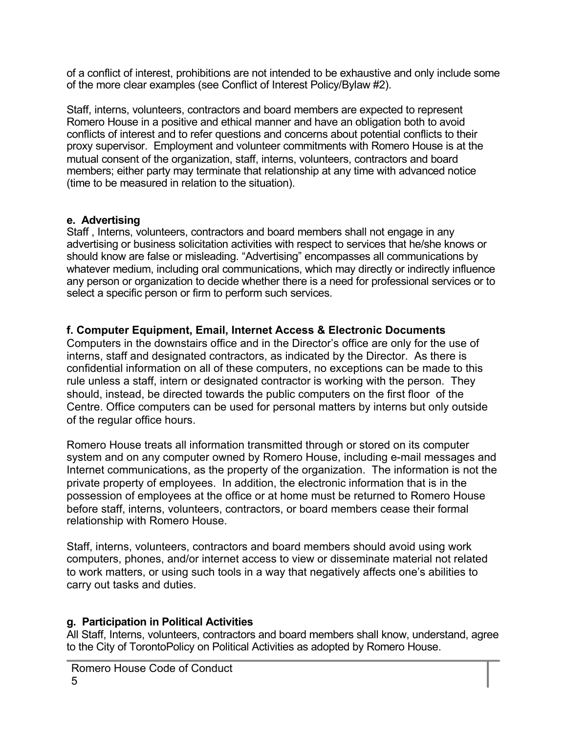of a conflict of interest, prohibitions are not intended to be exhaustive and only include some of the more clear examples (see Conflict of Interest Policy/Bylaw #2).

Staff, interns, volunteers, contractors and board members are expected to represent Romero House in a positive and ethical manner and have an obligation both to avoid conflicts of interest and to refer questions and concerns about potential conflicts to their proxy supervisor. Employment and volunteer commitments with Romero House is at the mutual consent of the organization, staff, interns, volunteers, contractors and board members; either party may terminate that relationship at any time with advanced notice (time to be measured in relation to the situation).

### e. Advertising

Staff , Interns, volunteers, contractors and board members shall not engage in any advertising or business solicitation activities with respect to services that he/she knows or should know are false or misleading. "Advertising" encompasses all communications by whatever medium, including oral communications, which may directly or indirectly influence any person or organization to decide whether there is a need for professional services or to select a specific person or firm to perform such services.

### f. Computer Equipment, Email, Internet Access & Electronic Documents

Computers in the downstairs office and in the Director's office are only for the use of interns, staff and designated contractors, as indicated by the Director. As there is confidential information on all of these computers, no exceptions can be made to this rule unless a staff, intern or designated contractor is working with the person. They should, instead, be directed towards the public computers on the first floor of the Centre. Office computers can be used for personal matters by interns but only outside of the regular office hours.

Romero House treats all information transmitted through or stored on its computer system and on any computer owned by Romero House, including e-mail messages and Internet communications, as the property of the organization. The information is not the private property of employees. In addition, the electronic information that is in the possession of employees at the office or at home must be returned to Romero House before staff, interns, volunteers, contractors, or board members cease their formal relationship with Romero House.

Staff, interns, volunteers, contractors and board members should avoid using work computers, phones, and/or internet access to view or disseminate material not related to work matters, or using such tools in a way that negatively affects one's abilities to carry out tasks and duties.

### g. Participation in Political Activities

All Staff, Interns, volunteers, contractors and board members shall know, understand, agree to the City of TorontoPolicy on Political Activities as adopted by Romero House.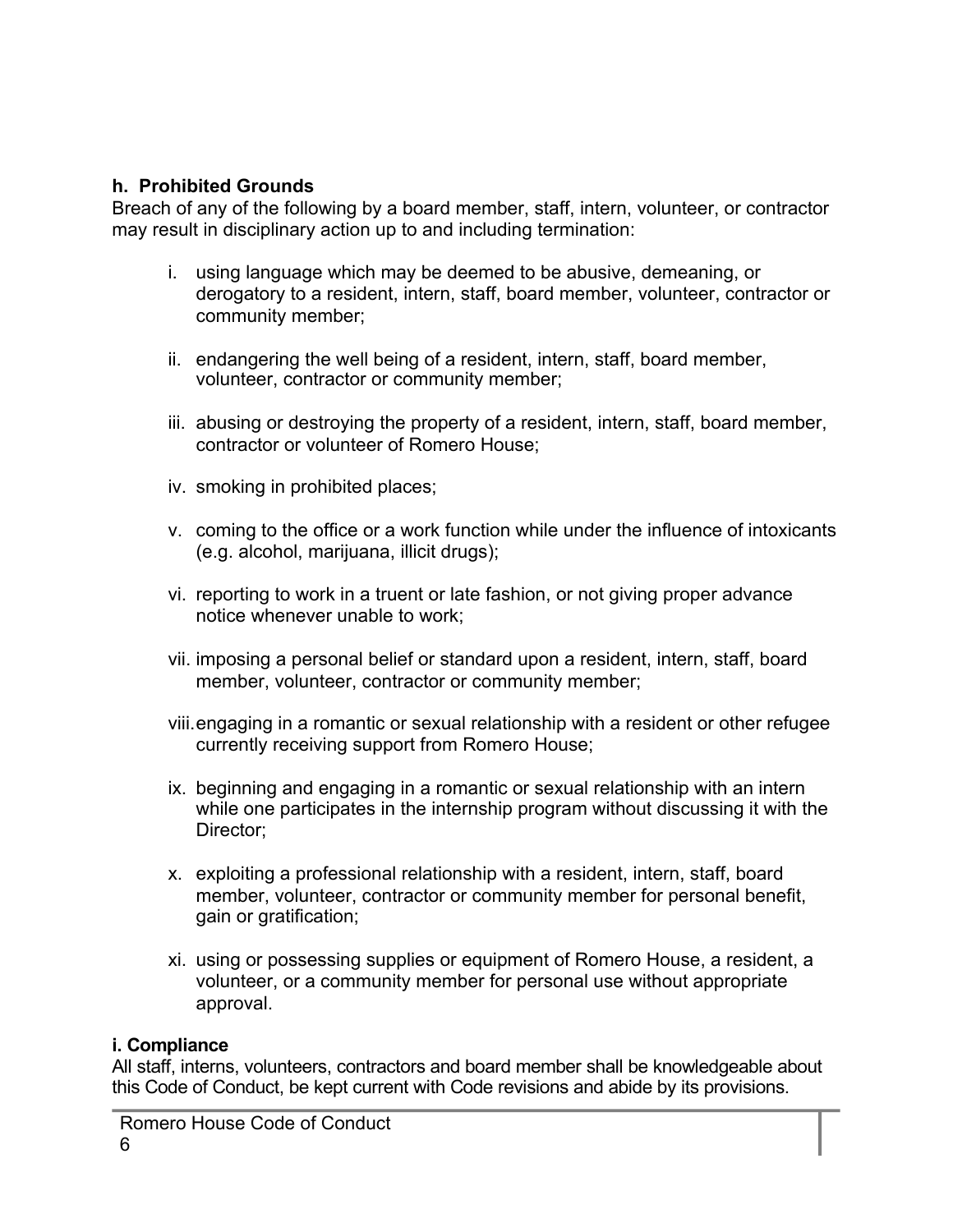### h. Prohibited Grounds

Breach of any of the following by a board member, staff, intern, volunteer, or contractor may result in disciplinary action up to and including termination:

i. using language which may be deemed to be abusive, demeaning, or derogatory to a resident, intern, staff, board member, volunteer, contractor or community member;

ii. endangering the well being of a resident, intern, staff, board member, volunteer, contractor or community member;

iii. abusing or destroying the property of a resident, intern, staff, board member, contractor or volunteer of Romero House;

iv. smoking in prohibited places;

v. coming to the office or a work function while under the influence of intoxicants (e.g. alcohol, marijuana, illicit drugs);

vi. reporting to work in a truent or late fashion, or not giving proper advance notice whenever unable to work;

vii. imposing a personal belief or standard upon a resident, intern, staff, board member, volunteer, contractor or community member;

viii. engaging in a romantic or sexual relationship with a resident or other refugee currently receiving support from Romero House;

ix. beginning and engaging in a romantic or sexual relationship with an intern while one participates in the internship program without discussing it with the Director;

x. exploiting a professional relationship with a resident, intern, staff, board member, volunteer, contractor or community member for personal benefit, gain or gratification;

xi. using or possessing supplies or equipment of Romero House, a resident, a volunteer, or a community member for personal use without appropriate approval.

### i. Compliance

All staff, interns, volunteers, contractors and board member shall be knowledgeable about this Code of Conduct, be kept current with Code revisions and abide by its provisions.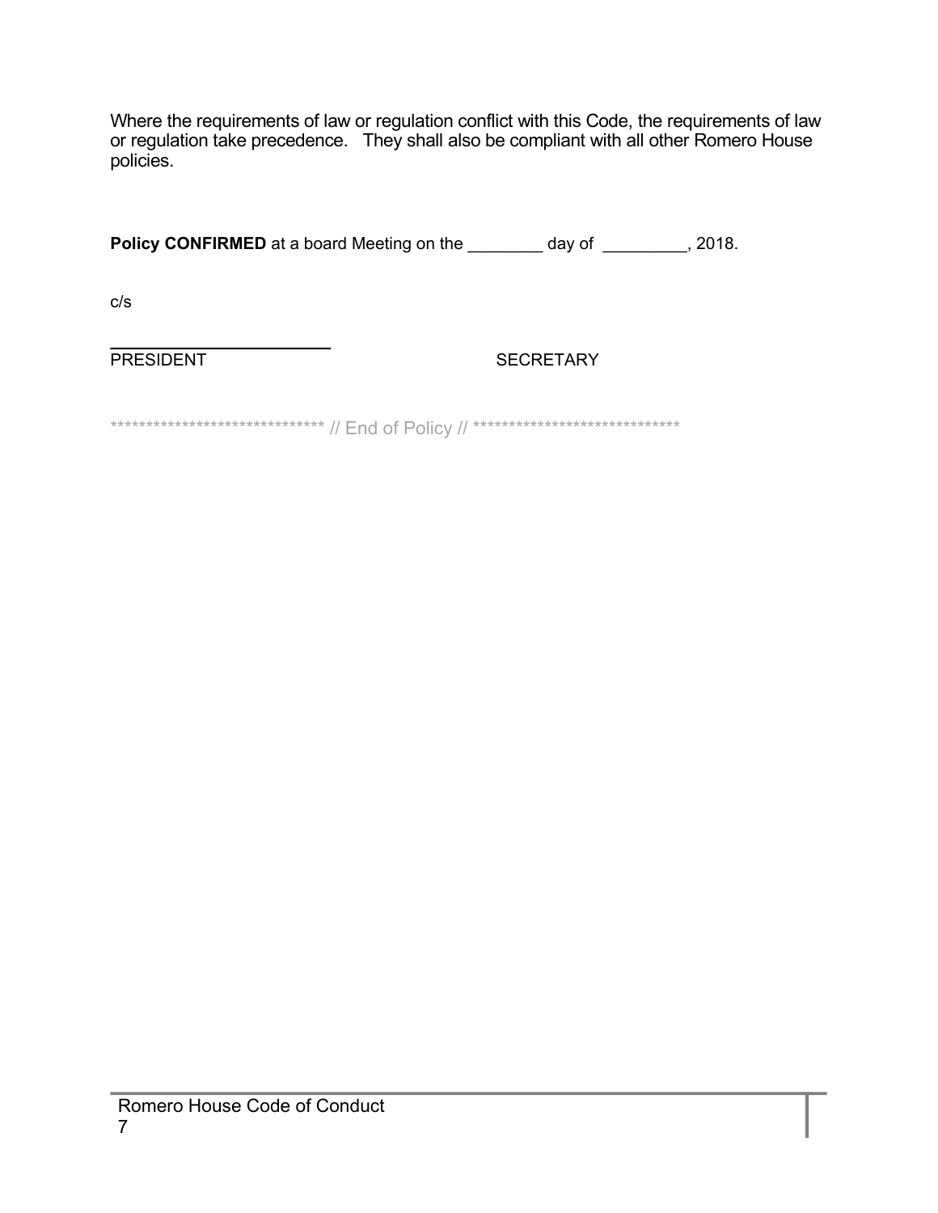Where the requirements of law or regulation conflict with this Code, the requirements of law or regulation take precedence. They shall also be compliant with all other Romero House policies.

**Policy CONFIRMED** at a board Meeting on the ________ day of _________, 2018.

c/s

PRESIDENT SECRETARY

****************************** // End of Policy // *****************************